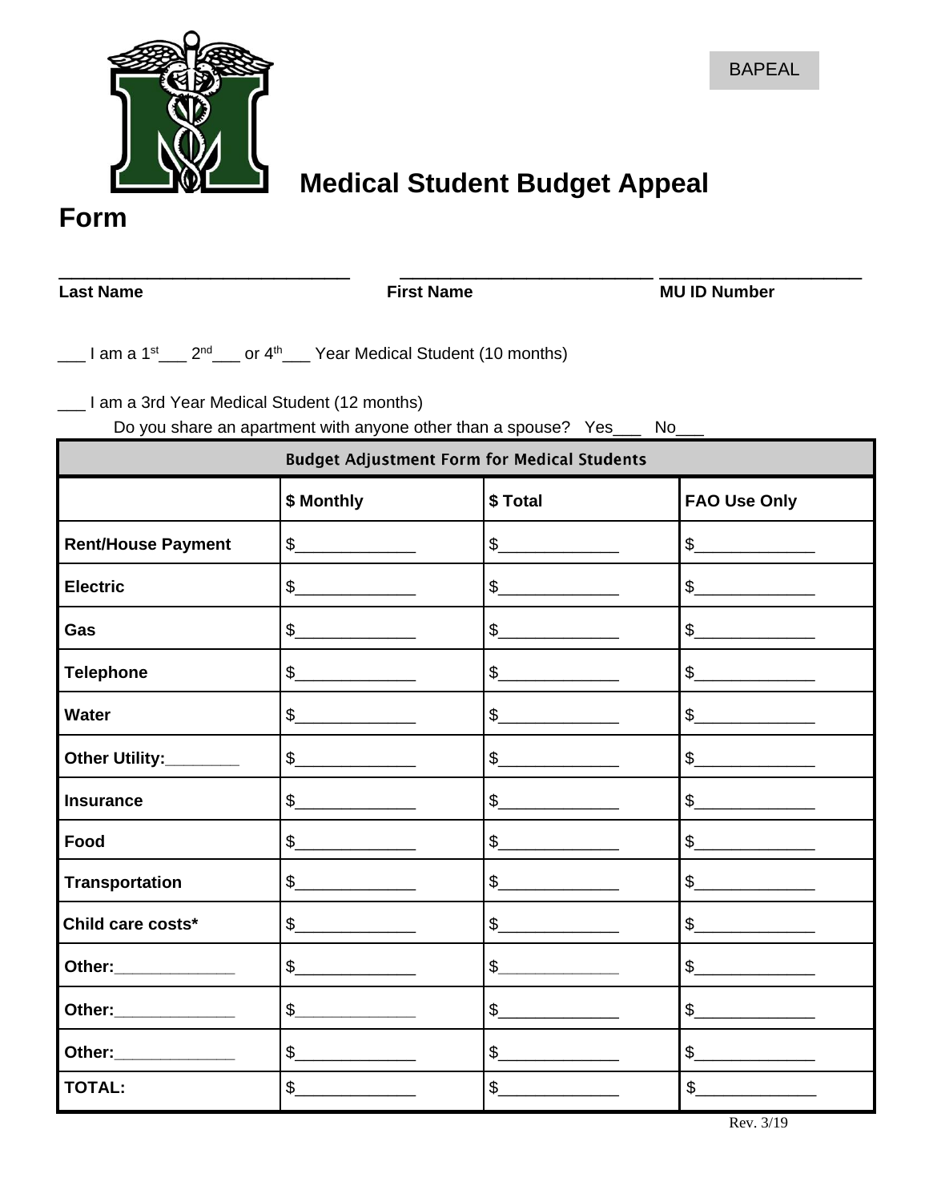BAPEAL

# Medical Student Budget Appeal Form

_____________________________ _____________________________ _____________________

**Last Name** **First Name** **MU ID Number**

___ I am a 1st___ 2nd___ or 4th___ Year Medical Student (10 months)

___ I am a 3rd Year Medical Student (12 months)

Do you share an apartment with anyone other than a spouse? Yes___ No___

| Budget Adjustment Form for Medical Students | | | |
|---|---|---|---|
| | **$ Monthly** | **$ Total** | **FAO Use Only** |
| **Rent/House Payment** | $_____________ | $_____________ | $_____________ |
| **Electric** | $_____________ | $_____________ | $_____________ |
| **Gas** | $_____________ | $_____________ | $_____________ |
| **Telephone** | $_____________ | $_____________ | $_____________ |
| **Water** | $_____________ | $_____________ | $_____________ |
| **Other Utility:________** | $_____________ | $_____________ | $_____________ |
| **Insurance** | $_____________ | $_____________ | $_____________ |
| **Food** | $_____________ | $_____________ | $_____________ |
| **Transportation** | $_____________ | $_____________ | $_____________ |
| **Child care costs*** | $_____________ | $_____________ | $_____________ |
| **Other:_____________** | $_____________ | $_____________ | $_____________ |
| **Other:_____________** | $_____________ | $_____________ | $_____________ |
| **Other:_____________** | $_____________ | $_____________ | $_____________ |
| **TOTAL:** | $_____________ | $_____________ | $_____________ |

Rev. 3/19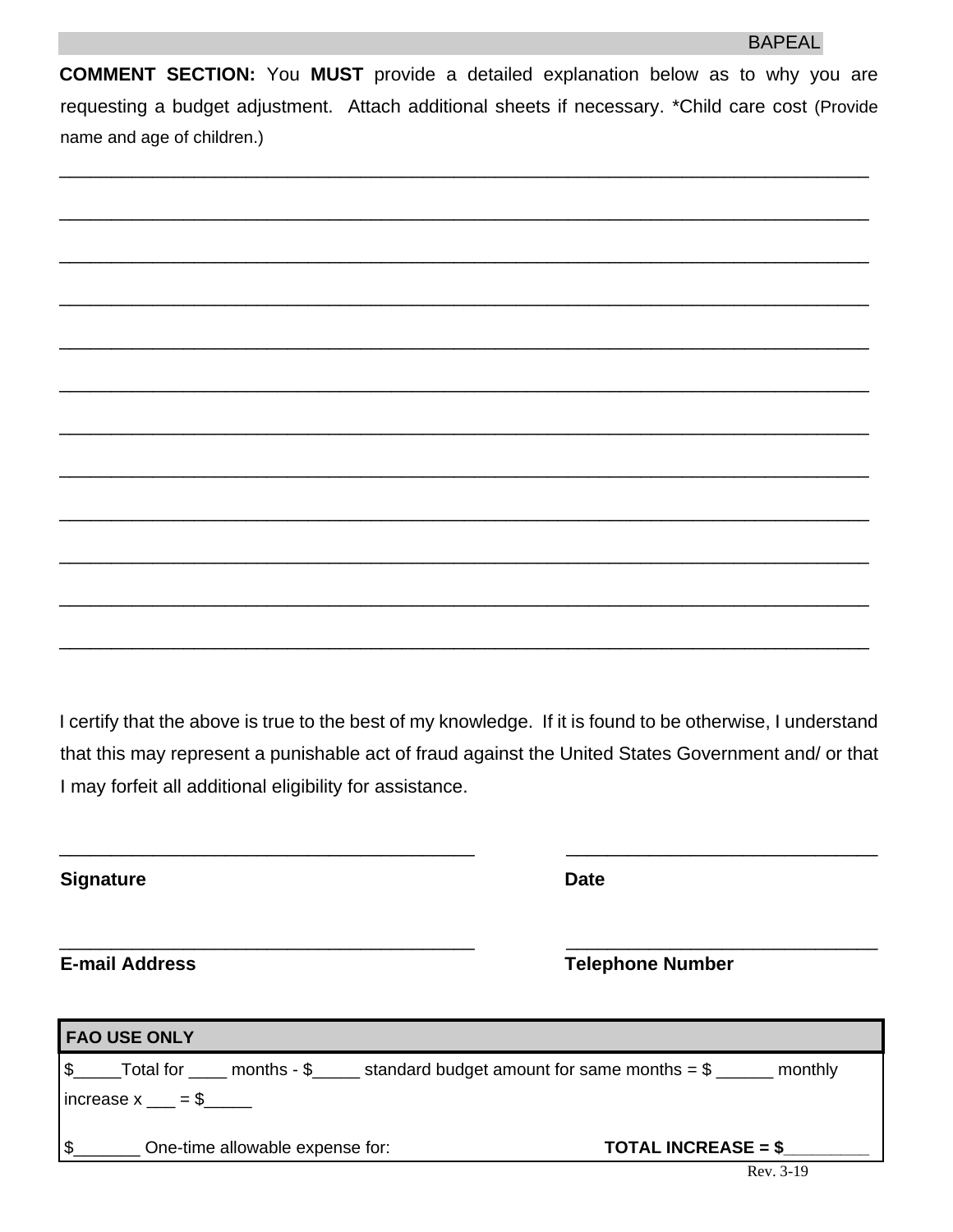BAPEAL

**COMMENT SECTION:** You **MUST** provide a detailed explanation below as to why you are requesting a budget adjustment. Attach additional sheets if necessary. *Child care cost (Provide name and age of children.)

______________________________________________________________________________

______________________________________________________________________________

______________________________________________________________________________

______________________________________________________________________________

______________________________________________________________________________

______________________________________________________________________________

______________________________________________________________________________

______________________________________________________________________________

______________________________________________________________________________

______________________________________________________________________________

______________________________________________________________________________

______________________________________________________________________________

I certify that the above is true to the best of my knowledge. If it is found to be otherwise, I understand that this may represent a punishable act of fraud against the United States Government and/ or that I may forfeit all additional eligibility for assistance.

________________________________________ ______________________________

**Signature** **Date**

________________________________________ ______________________________

**E-mail Address** **Telephone Number**

| **FAO USE ONLY** |
|---|
| $_____Total for ____ months - $_____ standard budget amount for same months = $ ______ monthly increase x ___ = $_____ |
| $_______ One-time allowable expense for: **TOTAL INCREASE = $**_________ |

Rev. 3-19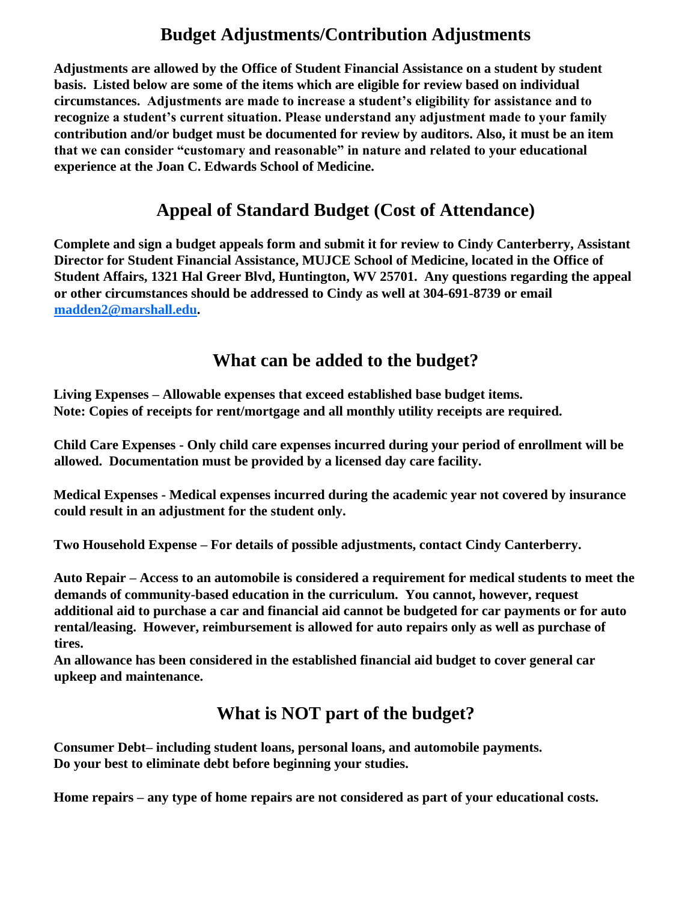# Budget Adjustments/Contribution Adjustments

**Adjustments are allowed by the Office of Student Financial Assistance on a student by student basis. Listed below are some of the items which are eligible for review based on individual circumstances. Adjustments are made to increase a student's eligibility for assistance and to recognize a student's current situation. Please understand any adjustment made to your family contribution and/or budget must be documented for review by auditors. Also, it must be an item that we can consider "customary and reasonable" in nature and related to your educational experience at the Joan C. Edwards School of Medicine.**

## Appeal of Standard Budget (Cost of Attendance)

**Complete and sign a budget appeals form and submit it for review to Cindy Canterberry, Assistant Director for Student Financial Assistance, MUJCE School of Medicine, located in the Office of Student Affairs, 1321 Hal Greer Blvd, Huntington, WV 25701. Any questions regarding the appeal or other circumstances should be addressed to Cindy as well at 304-691-8739 or email [madden2@marshall.edu](mailto:madden2@marshall.edu).**

## What can be added to the budget?

**Living Expenses – Allowable expenses that exceed established base budget items.**
**Note: Copies of receipts for rent/mortgage and all monthly utility receipts are required.**

**Child Care Expenses - Only child care expenses incurred during your period of enrollment will be allowed. Documentation must be provided by a licensed day care facility.**

**Medical Expenses - Medical expenses incurred during the academic year not covered by insurance could result in an adjustment for the student only.**

**Two Household Expense – For details of possible adjustments, contact Cindy Canterberry.**

**Auto Repair – Access to an automobile is considered a requirement for medical students to meet the demands of community-based education in the curriculum. You cannot, however, request additional aid to purchase a car and financial aid cannot be budgeted for car payments or for auto rental/leasing. However, reimbursement is allowed for auto repairs only as well as purchase of tires.**
**An allowance has been considered in the established financial aid budget to cover general car upkeep and maintenance.**

## What is NOT part of the budget?

**Consumer Debt– including student loans, personal loans, and automobile payments.**
**Do your best to eliminate debt before beginning your studies.**

**Home repairs – any type of home repairs are not considered as part of your educational costs.**